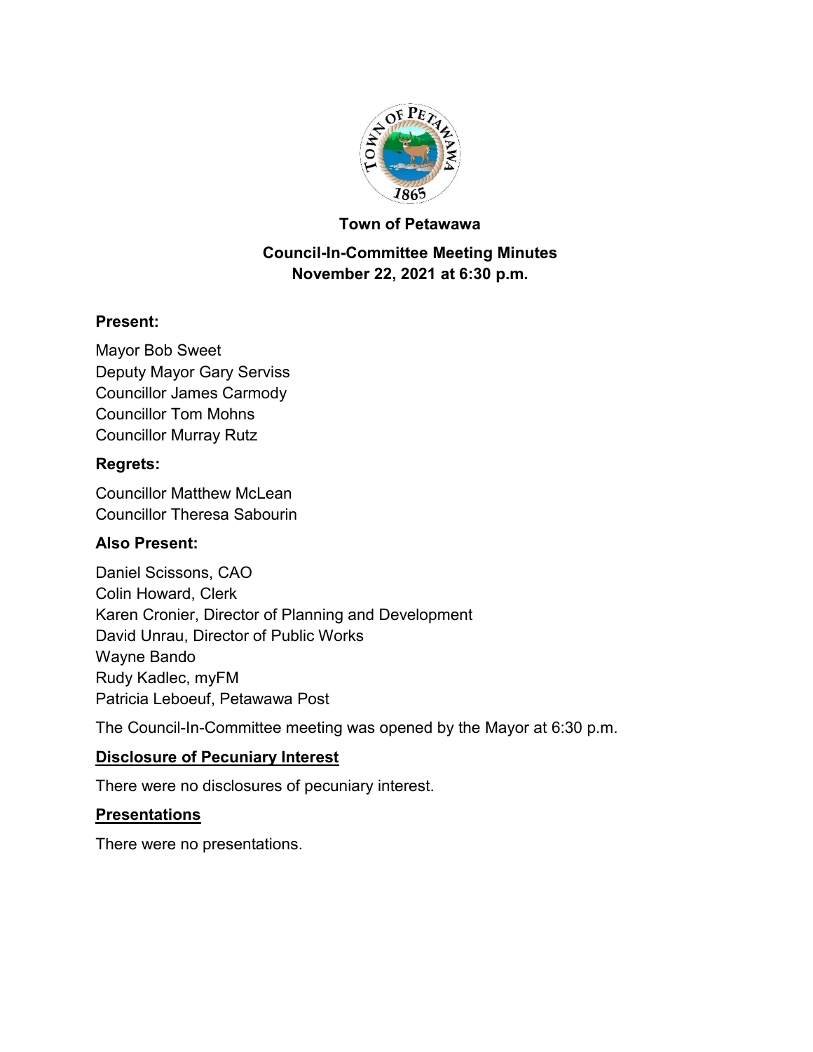# Town of Petawawa

## Council-In-Committee Meeting Minutes

**November 22, 2021 at 6:30 p.m.**

### Present:

Mayor Bob Sweet
Deputy Mayor Gary Serviss
Councillor James Carmody
Councillor Tom Mohns
Councillor Murray Rutz

### Regrets:

Councillor Matthew McLean
Councillor Theresa Sabourin

### Also Present:

Daniel Scissons, CAO
Colin Howard, Clerk
Karen Cronier, Director of Planning and Development
David Unrau, Director of Public Works
Wayne Bando
Rudy Kadlec, myFM
Patricia Leboeuf, Petawawa Post

The Council-In-Committee meeting was opened by the Mayor at 6:30 p.m.

### Disclosure of Pecuniary Interest

There were no disclosures of pecuniary interest.

### Presentations

There were no presentations.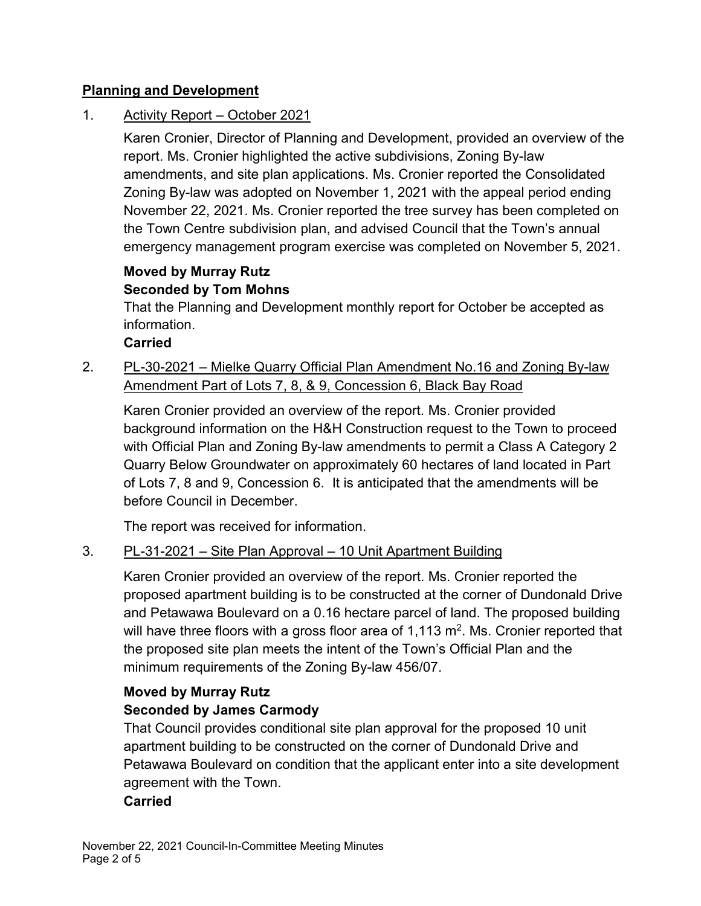## Planning and Development

1. Activity Report – October 2021

   Karen Cronier, Director of Planning and Development, provided an overview of the report. Ms. Cronier highlighted the active subdivisions, Zoning By-law amendments, and site plan applications. Ms. Cronier reported the Consolidated Zoning By-law was adopted on November 1, 2021 with the appeal period ending November 22, 2021. Ms. Cronier reported the tree survey has been completed on the Town Centre subdivision plan, and advised Council that the Town's annual emergency management program exercise was completed on November 5, 2021.

   **Moved by Murray Rutz**
   **Seconded by Tom Mohns**
   That the Planning and Development monthly report for October be accepted as information.
   **Carried**

2. PL-30-2021 – Mielke Quarry Official Plan Amendment No.16 and Zoning By-law Amendment Part of Lots 7, 8, & 9, Concession 6, Black Bay Road

   Karen Cronier provided an overview of the report. Ms. Cronier provided background information on the H&H Construction request to the Town to proceed with Official Plan and Zoning By-law amendments to permit a Class A Category 2 Quarry Below Groundwater on approximately 60 hectares of land located in Part of Lots 7, 8 and 9, Concession 6. It is anticipated that the amendments will be before Council in December.

   The report was received for information.

3. PL-31-2021 – Site Plan Approval – 10 Unit Apartment Building

   Karen Cronier provided an overview of the report. Ms. Cronier reported the proposed apartment building is to be constructed at the corner of Dundonald Drive and Petawawa Boulevard on a 0.16 hectare parcel of land. The proposed building will have three floors with a gross floor area of 1,113 $m^2$. Ms. Cronier reported that the proposed site plan meets the intent of the Town's Official Plan and the minimum requirements of the Zoning By-law 456/07.

   **Moved by Murray Rutz**
   **Seconded by James Carmody**
   That Council provides conditional site plan approval for the proposed 10 unit apartment building to be constructed on the corner of Dundonald Drive and Petawawa Boulevard on condition that the applicant enter into a site development agreement with the Town.
   **Carried**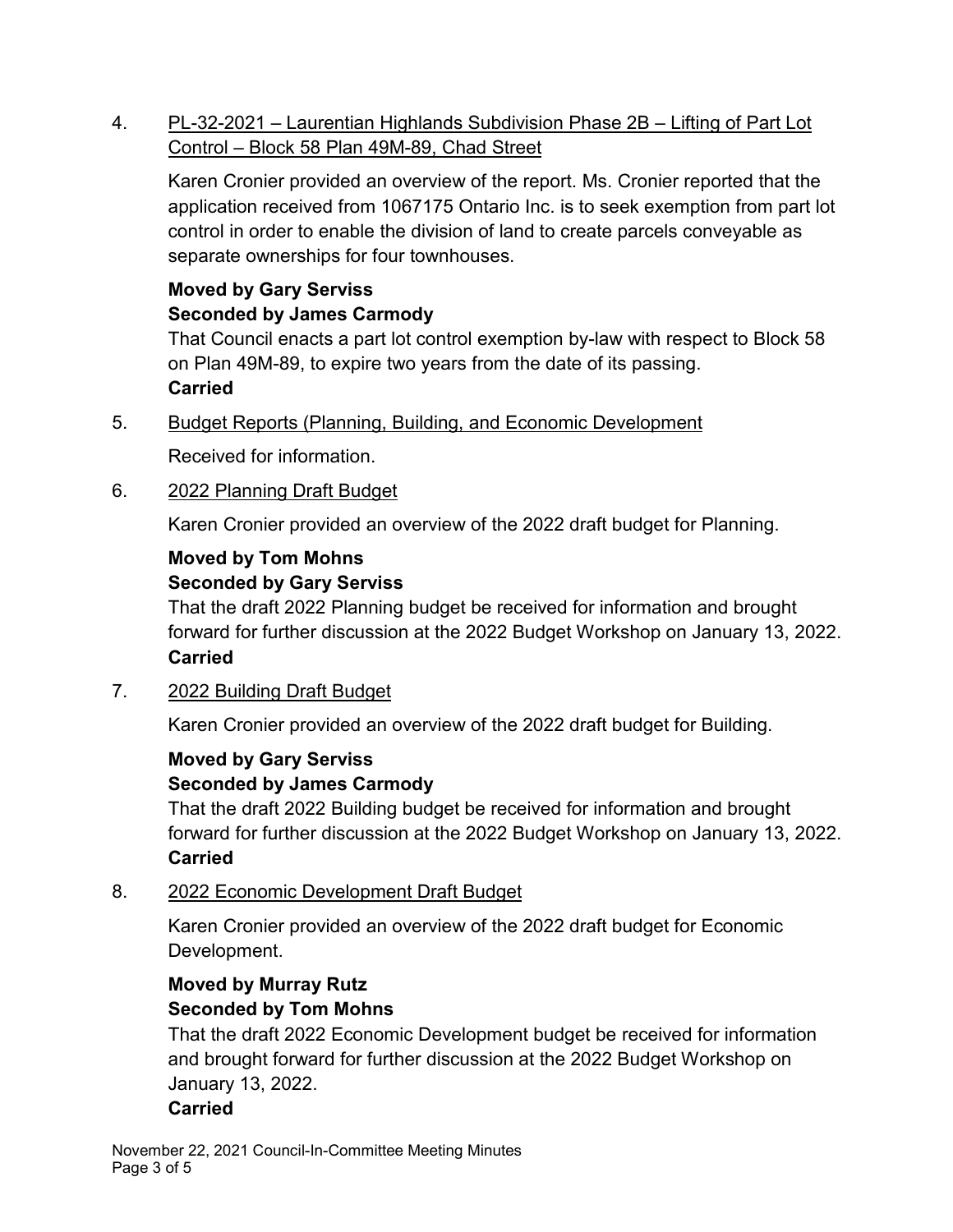4. PL-32-2021 – Laurentian Highlands Subdivision Phase 2B – Lifting of Part Lot Control – Block 58 Plan 49M-89, Chad Street

   Karen Cronier provided an overview of the report. Ms. Cronier reported that the application received from 1067175 Ontario Inc. is to seek exemption from part lot control in order to enable the division of land to create parcels conveyable as separate ownerships for four townhouses.

   **Moved by Gary Serviss**
   **Seconded by James Carmody**
   That Council enacts a part lot control exemption by-law with respect to Block 58 on Plan 49M-89, to expire two years from the date of its passing.
   **Carried**

5. Budget Reports (Planning, Building, and Economic Development

   Received for information.

6. 2022 Planning Draft Budget

   Karen Cronier provided an overview of the 2022 draft budget for Planning.

   **Moved by Tom Mohns**
   **Seconded by Gary Serviss**
   That the draft 2022 Planning budget be received for information and brought forward for further discussion at the 2022 Budget Workshop on January 13, 2022.
   **Carried**

7. 2022 Building Draft Budget

   Karen Cronier provided an overview of the 2022 draft budget for Building.

   **Moved by Gary Serviss**
   **Seconded by James Carmody**
   That the draft 2022 Building budget be received for information and brought forward for further discussion at the 2022 Budget Workshop on January 13, 2022.
   **Carried**

8. 2022 Economic Development Draft Budget

   Karen Cronier provided an overview of the 2022 draft budget for Economic Development.

   **Moved by Murray Rutz**
   **Seconded by Tom Mohns**
   That the draft 2022 Economic Development budget be received for information and brought forward for further discussion at the 2022 Budget Workshop on January 13, 2022.
   **Carried**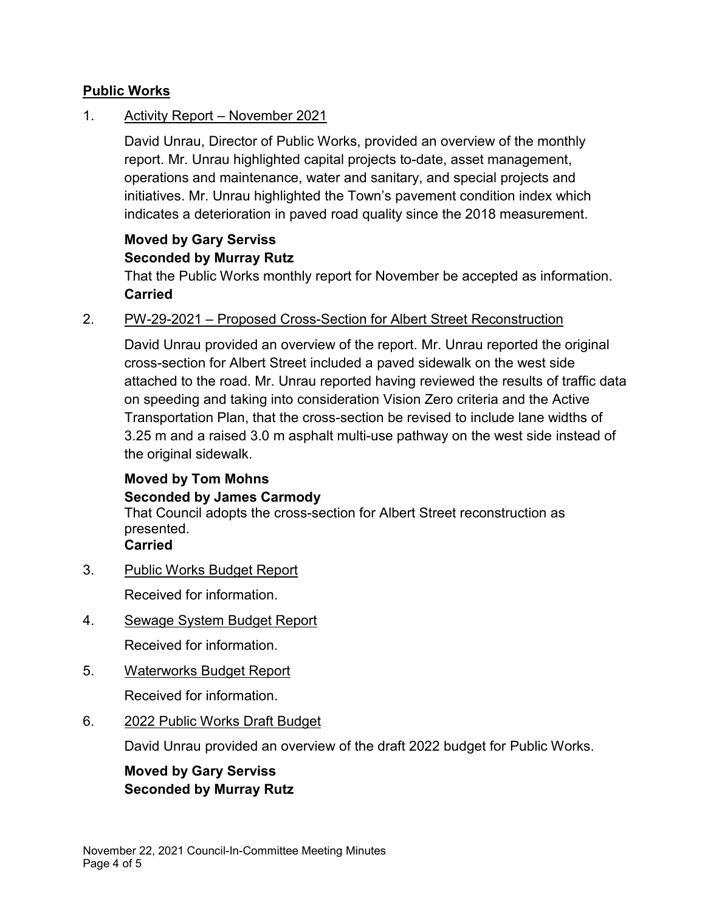## Public Works

1. Activity Report – November 2021

   David Unrau, Director of Public Works, provided an overview of the monthly report. Mr. Unrau highlighted capital projects to-date, asset management, operations and maintenance, water and sanitary, and special projects and initiatives. Mr. Unrau highlighted the Town's pavement condition index which indicates a deterioration in paved road quality since the 2018 measurement.

   **Moved by Gary Serviss**
   **Seconded by Murray Rutz**
   That the Public Works monthly report for November be accepted as information.
   **Carried**

2. PW-29-2021 – Proposed Cross-Section for Albert Street Reconstruction

   David Unrau provided an overview of the report. Mr. Unrau reported the original cross-section for Albert Street included a paved sidewalk on the west side attached to the road. Mr. Unrau reported having reviewed the results of traffic data on speeding and taking into consideration Vision Zero criteria and the Active Transportation Plan, that the cross-section be revised to include lane widths of 3.25 m and a raised 3.0 m asphalt multi-use pathway on the west side instead of the original sidewalk.

   **Moved by Tom Mohns**
   **Seconded by James Carmody**
   That Council adopts the cross-section for Albert Street reconstruction as presented.
   **Carried**

3. Public Works Budget Report

   Received for information.

4. Sewage System Budget Report

   Received for information.

5. Waterworks Budget Report

   Received for information.

6. 2022 Public Works Draft Budget

   David Unrau provided an overview of the draft 2022 budget for Public Works.

   **Moved by Gary Serviss**
   **Seconded by Murray Rutz**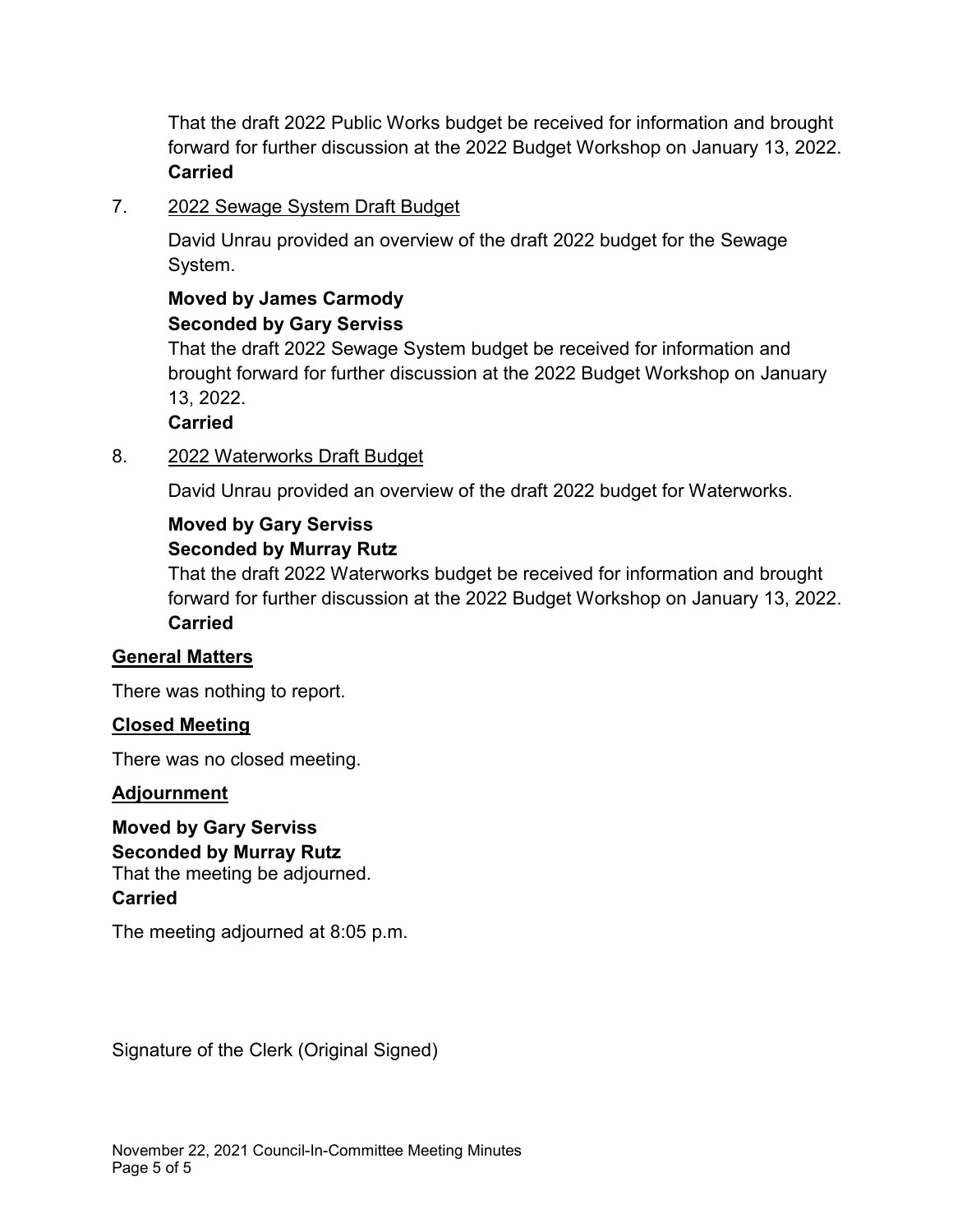That the draft 2022 Public Works budget be received for information and brought forward for further discussion at the 2022 Budget Workshop on January 13, 2022.
**Carried**

7. 2022 Sewage System Draft Budget

   David Unrau provided an overview of the draft 2022 budget for the Sewage System.

   **Moved by James Carmody**
   **Seconded by Gary Serviss**
   That the draft 2022 Sewage System budget be received for information and brought forward for further discussion at the 2022 Budget Workshop on January 13, 2022.
   **Carried**

8. 2022 Waterworks Draft Budget

   David Unrau provided an overview of the draft 2022 budget for Waterworks.

   **Moved by Gary Serviss**
   **Seconded by Murray Rutz**
   That the draft 2022 Waterworks budget be received for information and brought forward for further discussion at the 2022 Budget Workshop on January 13, 2022.
   **Carried**

## General Matters

There was nothing to report.

## Closed Meeting

There was no closed meeting.

## Adjournment

**Moved by Gary Serviss**
**Seconded by Murray Rutz**
That the meeting be adjourned.
**Carried**

The meeting adjourned at 8:05 p.m.

Signature of the Clerk (Original Signed)